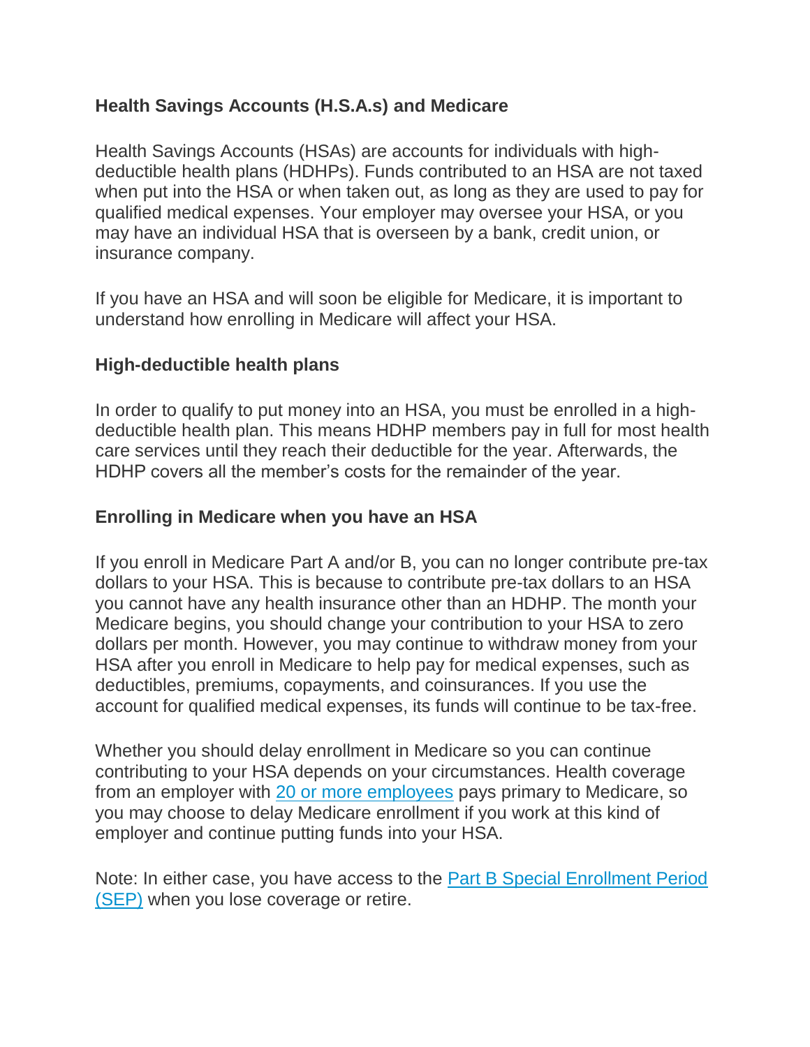## Health Savings Accounts (H.S.A.s) and Medicare

Health Savings Accounts (HSAs) are accounts for individuals with high-deductible health plans (HDHPs). Funds contributed to an HSA are not taxed when put into the HSA or when taken out, as long as they are used to pay for qualified medical expenses. Your employer may oversee your HSA, or you may have an individual HSA that is overseen by a bank, credit union, or insurance company.

If you have an HSA and will soon be eligible for Medicare, it is important to understand how enrolling in Medicare will affect your HSA.

### High-deductible health plans

In order to qualify to put money into an HSA, you must be enrolled in a high-deductible health plan. This means HDHP members pay in full for most health care services until they reach their deductible for the year. Afterwards, the HDHP covers all the member's costs for the remainder of the year.

### Enrolling in Medicare when you have an HSA

If you enroll in Medicare Part A and/or B, you can no longer contribute pre-tax dollars to your HSA. This is because to contribute pre-tax dollars to an HSA you cannot have any health insurance other than an HDHP. The month your Medicare begins, you should change your contribution to your HSA to zero dollars per month. However, you may continue to withdraw money from your HSA after you enroll in Medicare to help pay for medical expenses, such as deductibles, premiums, copayments, and coinsurances. If you use the account for qualified medical expenses, its funds will continue to be tax-free.

Whether you should delay enrollment in Medicare so you can continue contributing to your HSA depends on your circumstances. Health coverage from an employer with 20 or more employees pays primary to Medicare, so you may choose to delay Medicare enrollment if you work at this kind of employer and continue putting funds into your HSA.

Note: In either case, you have access to the Part B Special Enrollment Period (SEP) when you lose coverage or retire.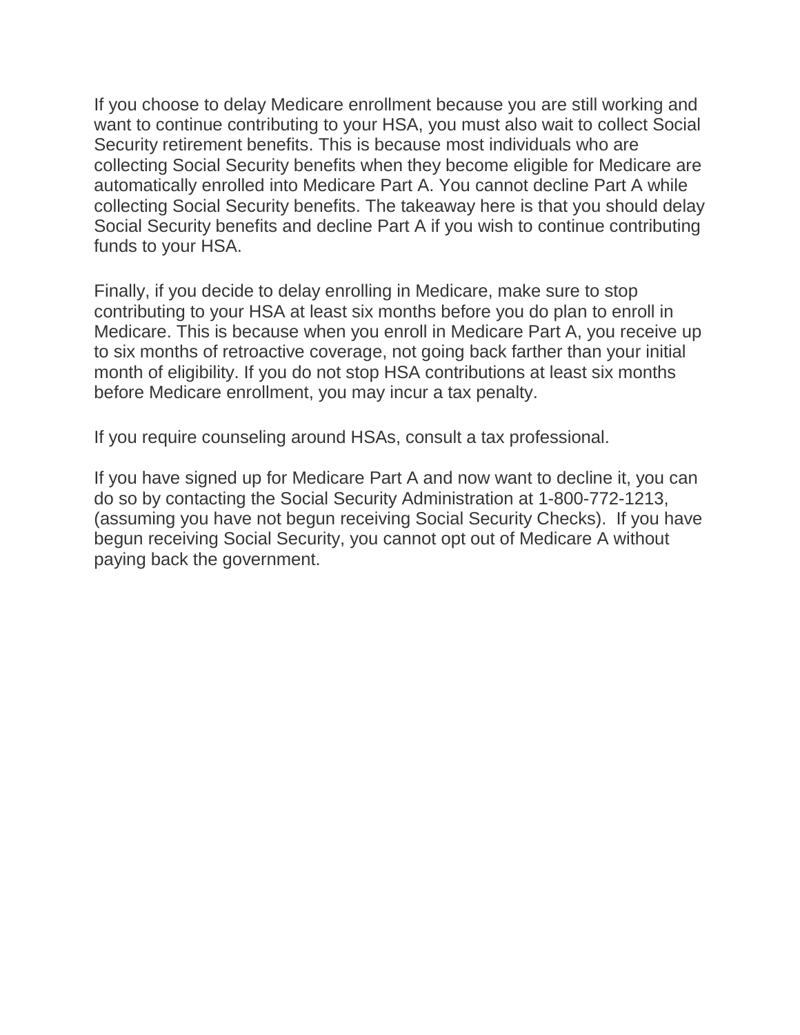If you choose to delay Medicare enrollment because you are still working and want to continue contributing to your HSA, you must also wait to collect Social Security retirement benefits. This is because most individuals who are collecting Social Security benefits when they become eligible for Medicare are automatically enrolled into Medicare Part A. You cannot decline Part A while collecting Social Security benefits. The takeaway here is that you should delay Social Security benefits and decline Part A if you wish to continue contributing funds to your HSA.

Finally, if you decide to delay enrolling in Medicare, make sure to stop contributing to your HSA at least six months before you do plan to enroll in Medicare. This is because when you enroll in Medicare Part A, you receive up to six months of retroactive coverage, not going back farther than your initial month of eligibility. If you do not stop HSA contributions at least six months before Medicare enrollment, you may incur a tax penalty.

If you require counseling around HSAs, consult a tax professional.

If you have signed up for Medicare Part A and now want to decline it, you can do so by contacting the Social Security Administration at 1-800-772-1213, (assuming you have not begun receiving Social Security Checks). If you have begun receiving Social Security, you cannot opt out of Medicare A without paying back the government.